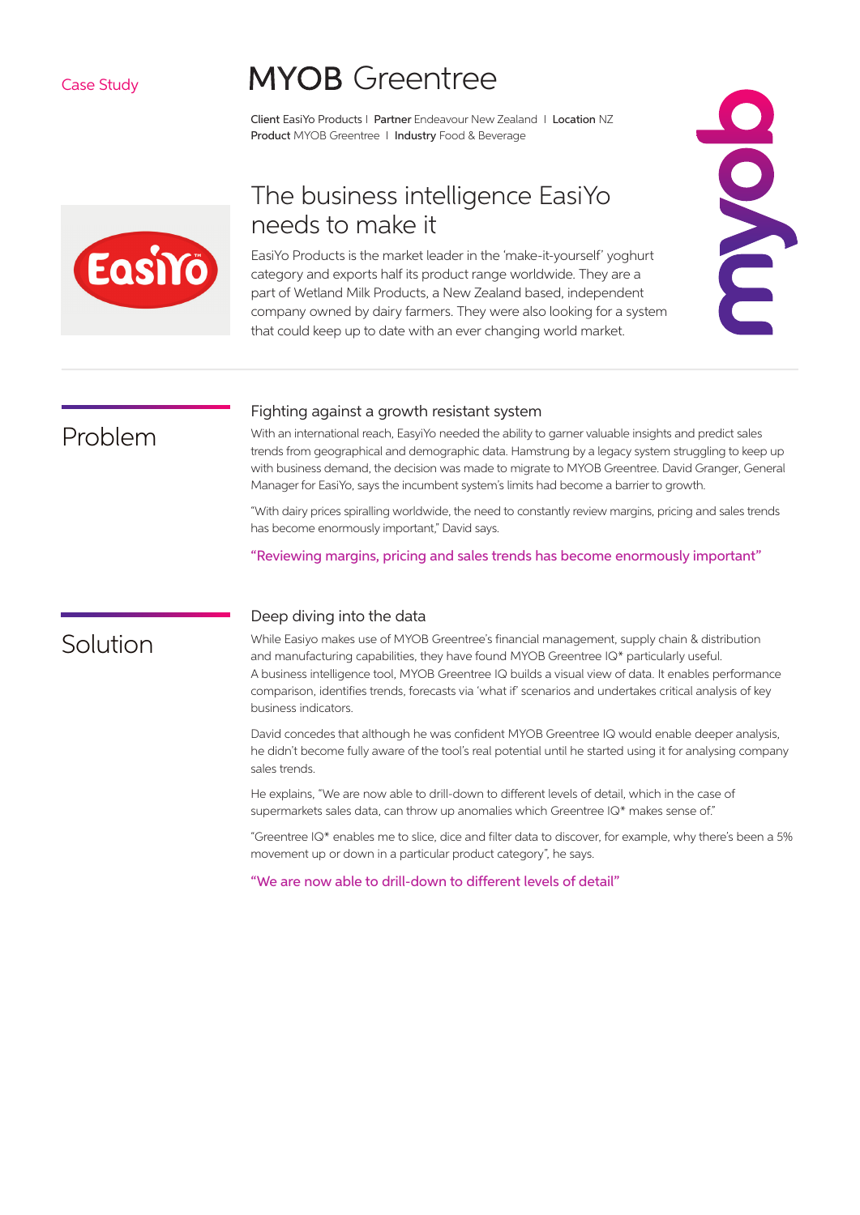Case Study

# MYOB Greentree

**Client** EasiYo Products | **Partner** Endeavour New Zealand | **Location** NZ
**Product** MYOB Greentree | **Industry** Food & Beverage

## The business intelligence EasiYo needs to make it

EasiYo Products is the market leader in the 'make-it-yourself' yoghurt category and exports half its product range worldwide. They are a part of Wetland Milk Products, a New Zealand based, independent company owned by dairy farmers. They were also looking for a system that could keep up to date with an ever changing world market.

## Problem

### Fighting against a growth resistant system

With an international reach, EasyiYo needed the ability to garner valuable insights and predict sales trends from geographical and demographic data. Hamstrung by a legacy system struggling to keep up with business demand, the decision was made to migrate to MYOB Greentree. David Granger, General Manager for EasiYo, says the incumbent system's limits had become a barrier to growth.

"With dairy prices spiralling worldwide, the need to constantly review margins, pricing and sales trends has become enormously important," David says.

"Reviewing margins, pricing and sales trends has become enormously important"

## Solution

### Deep diving into the data

While Easiyo makes use of MYOB Greentree's financial management, supply chain & distribution and manufacturing capabilities, they have found MYOB Greentree IQ* particularly useful. A business intelligence tool, MYOB Greentree IQ builds a visual view of data. It enables performance comparison, identifies trends, forecasts via 'what if' scenarios and undertakes critical analysis of key business indicators.

David concedes that although he was confident MYOB Greentree IQ would enable deeper analysis, he didn't become fully aware of the tool's real potential until he started using it for analysing company sales trends.

He explains, "We are now able to drill-down to different levels of detail, which in the case of supermarkets sales data, can throw up anomalies which Greentree IQ* makes sense of."

"Greentree IQ* enables me to slice, dice and filter data to discover, for example, why there's been a 5% movement up or down in a particular product category", he says.

"We are now able to drill-down to different levels of detail"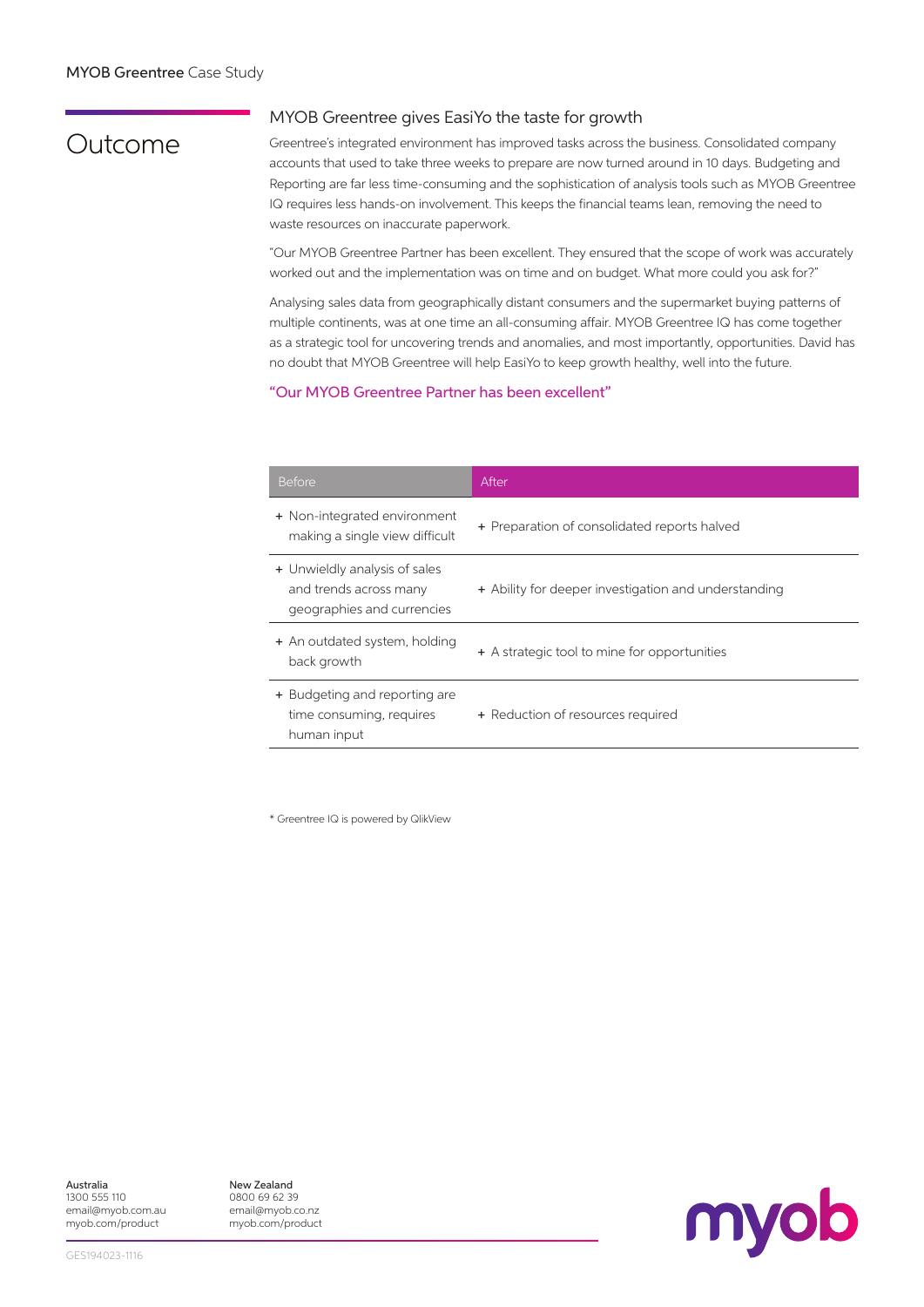# Outcome

## MYOB Greentree gives EasiYo the taste for growth

Greentree's integrated environment has improved tasks across the business. Consolidated company accounts that used to take three weeks to prepare are now turned around in 10 days. Budgeting and Reporting are far less time-consuming and the sophistication of analysis tools such as MYOB Greentree IQ requires less hands-on involvement. This keeps the financial teams lean, removing the need to waste resources on inaccurate paperwork.

"Our MYOB Greentree Partner has been excellent. They ensured that the scope of work was accurately worked out and the implementation was on time and on budget. What more could you ask for?"

Analysing sales data from geographically distant consumers and the supermarket buying patterns of multiple continents, was at one time an all-consuming affair. MYOB Greentree IQ has come together as a strategic tool for uncovering trends and anomalies, and most importantly, opportunities. David has no doubt that MYOB Greentree will help EasiYo to keep growth healthy, well into the future.

"Our MYOB Greentree Partner has been excellent"

| Before | After |
|---|---|
| + Non-integrated environment making a single view difficult | + Preparation of consolidated reports halved |
| + Unwieldly analysis of sales and trends across many geographies and currencies | + Ability for deeper investigation and understanding |
| + An outdated system, holding back growth | + A strategic tool to mine for opportunities |
| + Budgeting and reporting are time consuming, requires human input | + Reduction of resources required |

* Greentree IQ is powered by QlikView

**Australia**
1300 555 110
email@myob.com.au
myob.com/product

**New Zealand**
0800 69 62 39
email@myob.co.nz
myob.com/product

GES194023-1116